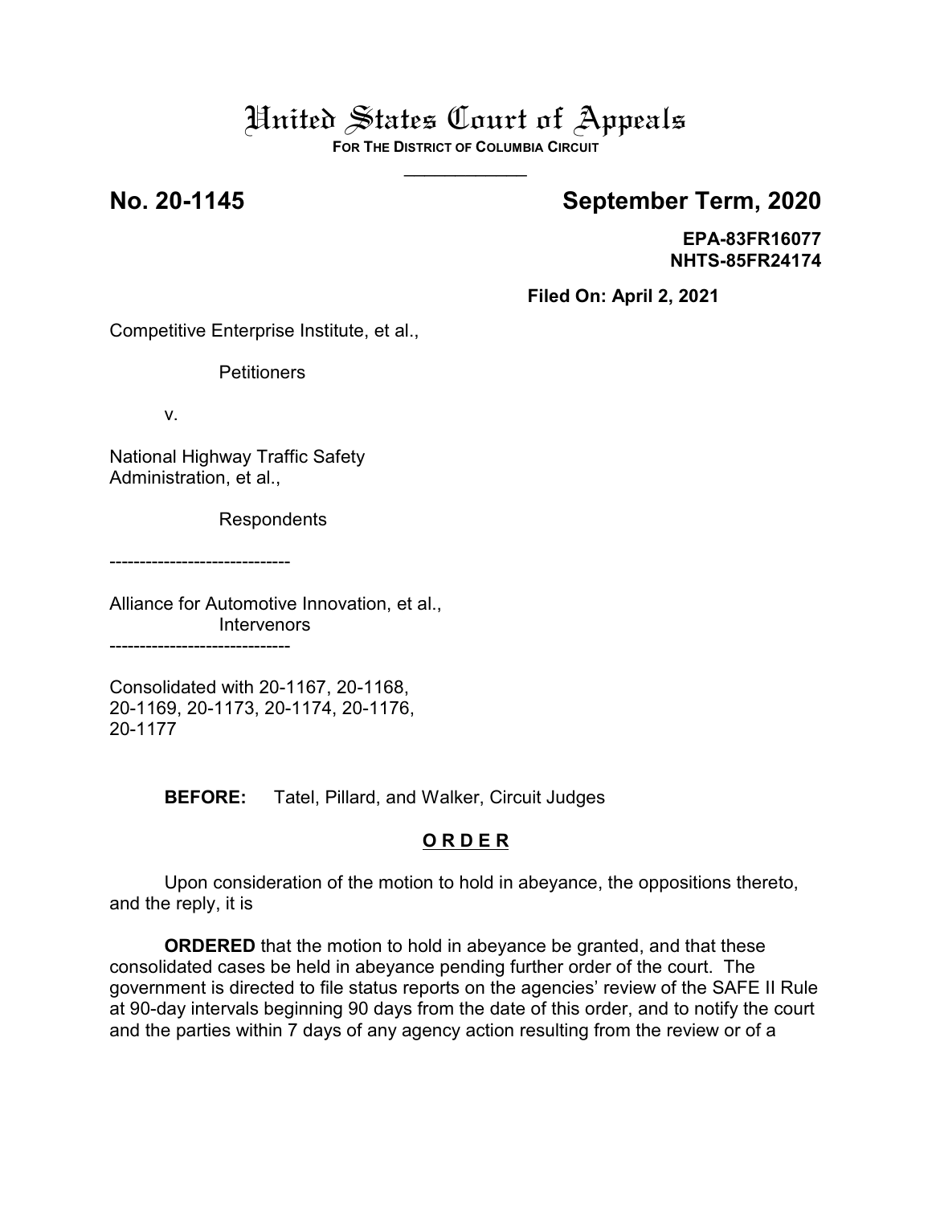# United States Court of Appeals

**FOR THE DISTRICT OF COLUMBIA CIRCUIT**

---

**No. 20-1145** **September Term, 2020**

**EPA-83FR16077**
**NHTS-85FR24174**

**Filed On: April 2, 2021**

Competitive Enterprise Institute, et al.,

Petitioners

v.

National Highway Traffic Safety Administration, et al.,

Respondents

------------------------------

Alliance for Automotive Innovation, et al.,
Intervenors

------------------------------

Consolidated with 20-1167, 20-1168, 20-1169, 20-1173, 20-1174, 20-1176, 20-1177

**BEFORE:** Tatel, Pillard, and Walker, Circuit Judges

## O R D E R

Upon consideration of the motion to hold in abeyance, the oppositions thereto, and the reply, it is

**ORDERED** that the motion to hold in abeyance be granted, and that these consolidated cases be held in abeyance pending further order of the court. The government is directed to file status reports on the agencies' review of the SAFE II Rule at 90-day intervals beginning 90 days from the date of this order, and to notify the court and the parties within 7 days of any agency action resulting from the review or of a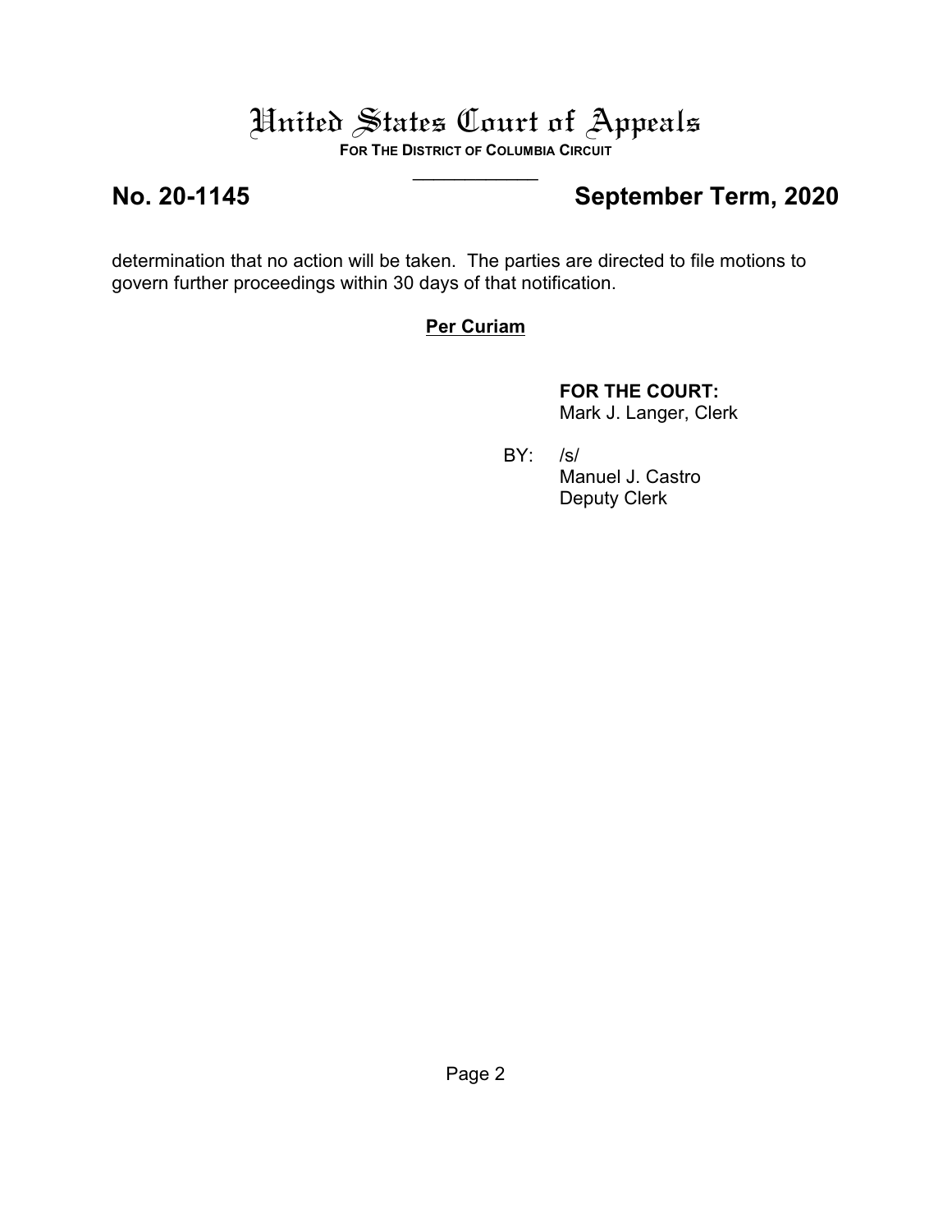determination that no action will be taken. The parties are directed to file motions to govern further proceedings within 30 days of that notification.

**Per Curiam**

**FOR THE COURT:**
Mark J. Langer, Clerk

BY: /s/
Manuel J. Castro
Deputy Clerk